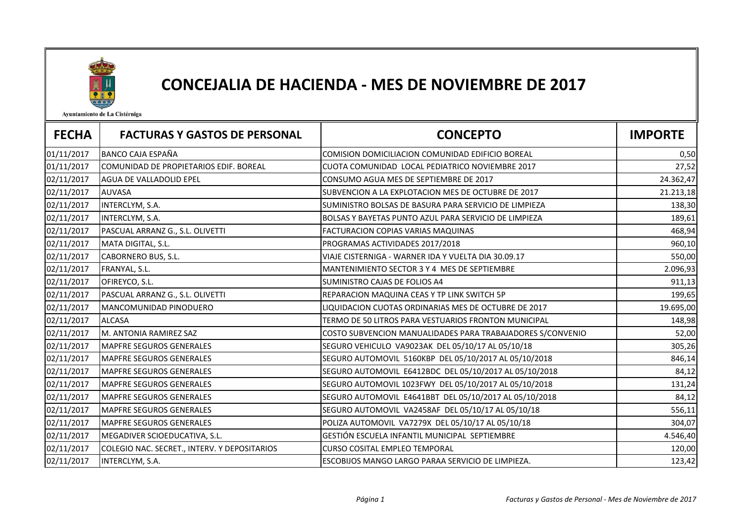Ayuntamiento de La Cistérniga

# CONCEJALIA DE HACIENDA - MES DE NOVIEMBRE DE 2017

| FECHA | FACTURAS Y GASTOS DE PERSONAL | CONCEPTO | IMPORTE |
|---|---|---|---|
| 01/11/2017 | BANCO CAJA ESPAÑA | COMISION DOMICILIACION COMUNIDAD EDIFICIO BOREAL | 0,50 |
| 01/11/2017 | COMUNIDAD DE PROPIETARIOS EDIF. BOREAL | CUOTA COMUNIDAD LOCAL PEDIATRICO NOVIEMBRE 2017 | 27,52 |
| 02/11/2017 | AGUA DE VALLADOLID EPEL | CONSUMO AGUA MES DE SEPTIEMBRE DE 2017 | 24.362,47 |
| 02/11/2017 | AUVASA | SUBVENCION A LA EXPLOTACION MES DE OCTUBRE DE 2017 | 21.213,18 |
| 02/11/2017 | INTERCLYM, S.A. | SUMINISTRO BOLSAS DE BASURA PARA SERVICIO DE LIMPIEZA | 138,30 |
| 02/11/2017 | INTERCLYM, S.A. | BOLSAS Y BAYETAS PUNTO AZUL PARA SERVICIO DE LIMPIEZA | 189,61 |
| 02/11/2017 | PASCUAL ARRANZ G., S.L. OLIVETTI | FACTURACION COPIAS VARIAS MAQUINAS | 468,94 |
| 02/11/2017 | MATA DIGITAL, S.L. | PROGRAMAS ACTIVIDADES 2017/2018 | 960,10 |
| 02/11/2017 | CABORNERO BUS, S.L. | VIAJE CISTERNIGA - WARNER IDA Y VUELTA DIA 30.09.17 | 550,00 |
| 02/11/2017 | FRANYAL, S.L. | MANTENIMIENTO SECTOR 3 Y 4 MES DE SEPTIEMBRE | 2.096,93 |
| 02/11/2017 | OFIREYCO, S.L. | SUMINISTRO CAJAS DE FOLIOS A4 | 911,13 |
| 02/11/2017 | PASCUAL ARRANZ G., S.L. OLIVETTI | REPARACION MAQUINA CEAS Y TP LINK SWITCH 5P | 199,65 |
| 02/11/2017 | MANCOMUNIDAD PINODUERO | LIQUIDACION CUOTAS ORDINARIAS MES DE OCTUBRE DE 2017 | 19.695,00 |
| 02/11/2017 | ALCASA | TERMO DE 50 LITROS PARA VESTUARIOS FRONTON MUNICIPAL | 148,98 |
| 02/11/2017 | M. ANTONIA RAMIREZ SAZ | COSTO SUBVENCION MANUALIDADES PARA TRABAJADORES S/CONVENIO | 52,00 |
| 02/11/2017 | MAPFRE SEGUROS GENERALES | SEGURO VEHICULO VA9023AK DEL 05/10/17 AL 05/10/18 | 305,26 |
| 02/11/2017 | MAPFRE SEGUROS GENERALES | SEGURO AUTOMOVIL 5160KBP DEL 05/10/2017 AL 05/10/2018 | 846,14 |
| 02/11/2017 | MAPFRE SEGUROS GENERALES | SEGURO AUTOMOVIL E6412BDC DEL 05/10/2017 AL 05/10/2018 | 84,12 |
| 02/11/2017 | MAPFRE SEGUROS GENERALES | SEGURO AUTOMOVIL 1023FWY DEL 05/10/2017 AL 05/10/2018 | 131,24 |
| 02/11/2017 | MAPFRE SEGUROS GENERALES | SEGURO AUTOMOVIL E4641BBT DEL 05/10/2017 AL 05/10/2018 | 84,12 |
| 02/11/2017 | MAPFRE SEGUROS GENERALES | SEGURO AUTOMOVIL VA2458AF DEL 05/10/17 AL 05/10/18 | 556,11 |
| 02/11/2017 | MAPFRE SEGUROS GENERALES | POLIZA AUTOMOVIL VA7279X DEL 05/10/17 AL 05/10/18 | 304,07 |
| 02/11/2017 | MEGADIVER SCIOEDUCATIVA, S.L. | GESTIÓN ESCUELA INFANTIL MUNICIPAL SEPTIEMBRE | 4.546,40 |
| 02/11/2017 | COLEGIO NAC. SECRET., INTERV. Y DEPOSITARIOS | CURSO COSITAL EMPLEO TEMPORAL | 120,00 |
| 02/11/2017 | INTERCLYM, S.A. | ESCOBIJOS MANGO LARGO PARAA SERVICIO DE LIMPIEZA. | 123,42 |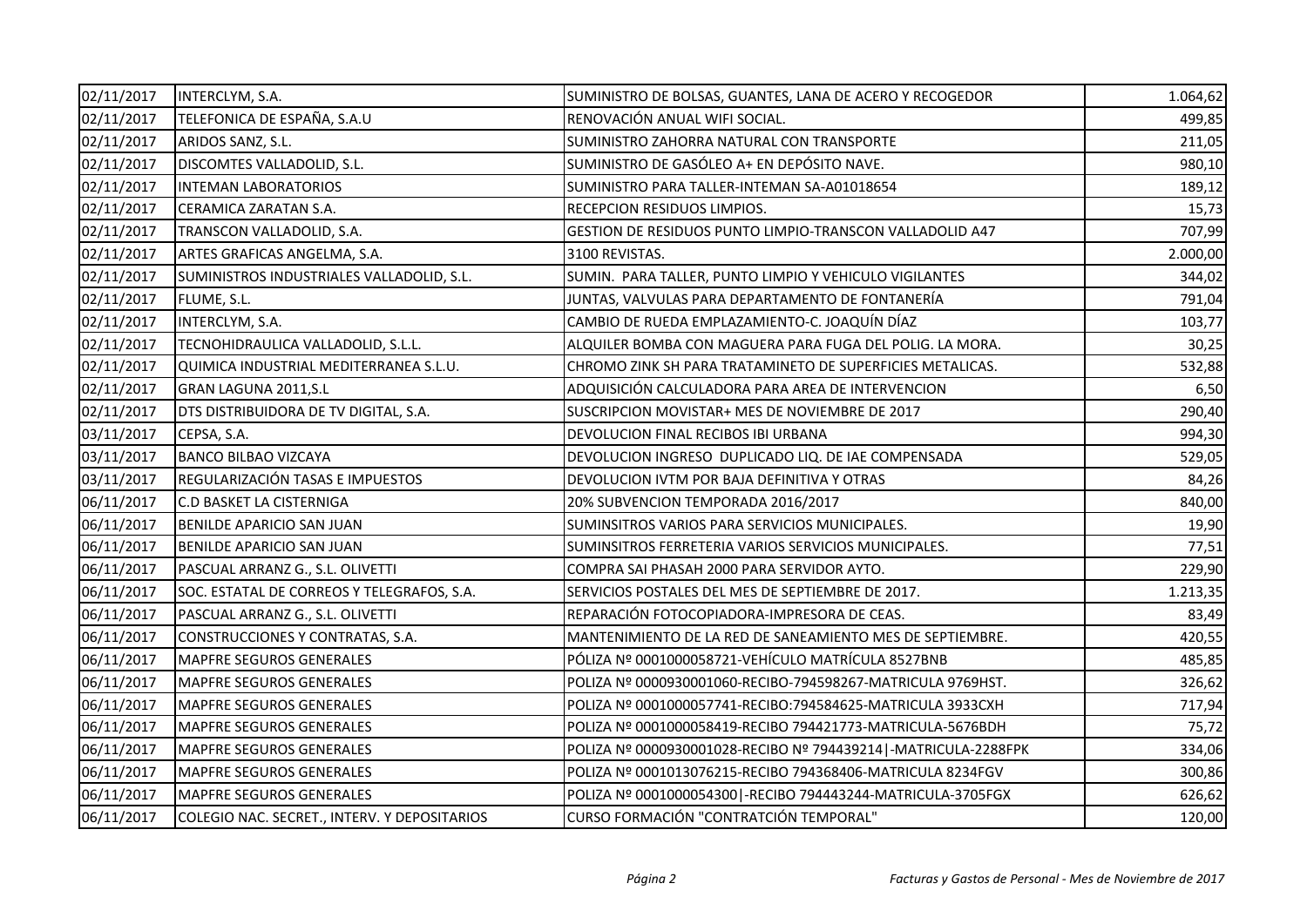| 02/11/2017 | INTERCLYM, S.A. | SUMINISTRO DE BOLSAS, GUANTES, LANA DE ACERO Y RECOGEDOR | 1.064,62 |
|---|---|---|---|
| 02/11/2017 | TELEFONICA DE ESPAÑA, S.A.U | RENOVACIÓN ANUAL WIFI SOCIAL. | 499,85 |
| 02/11/2017 | ARIDOS SANZ, S.L. | SUMINISTRO ZAHORRA NATURAL CON TRANSPORTE | 211,05 |
| 02/11/2017 | DISCOMTES VALLADOLID, S.L. | SUMINISTRO DE GASÓLEO A+ EN DEPÓSITO NAVE. | 980,10 |
| 02/11/2017 | INTEMAN LABORATORIOS | SUMINISTRO PARA TALLER-INTEMAN SA-A01018654 | 189,12 |
| 02/11/2017 | CERAMICA ZARATAN S.A. | RECEPCION RESIDUOS LIMPIOS. | 15,73 |
| 02/11/2017 | TRANSCON VALLADOLID, S.A. | GESTION DE RESIDUOS PUNTO LIMPIO-TRANSCON VALLADOLID A47 | 707,99 |
| 02/11/2017 | ARTES GRAFICAS ANGELMA, S.A. | 3100 REVISTAS. | 2.000,00 |
| 02/11/2017 | SUMINISTROS INDUSTRIALES VALLADOLID, S.L. | SUMIN. PARA TALLER, PUNTO LIMPIO Y VEHICULO VIGILANTES | 344,02 |
| 02/11/2017 | FLUME, S.L. | JUNTAS, VALVULAS PARA DEPARTAMENTO DE FONTANERÍA | 791,04 |
| 02/11/2017 | INTERCLYM, S.A. | CAMBIO DE RUEDA EMPLAZAMIENTO-C. JOAQUÍN DÍAZ | 103,77 |
| 02/11/2017 | TECNOHIDRAULICA VALLADOLID, S.L.L. | ALQUILER BOMBA CON MAGUERA PARA FUGA DEL POLIG. LA MORA. | 30,25 |
| 02/11/2017 | QUIMICA INDUSTRIAL MEDITERRANEA S.L.U. | CHROMO ZINK SH PARA TRATAMINETO DE SUPERFICIES METALICAS. | 532,88 |
| 02/11/2017 | GRAN LAGUNA 2011,S.L | ADQUISICIÓN CALCULADORA PARA AREA DE INTERVENCION | 6,50 |
| 02/11/2017 | DTS DISTRIBUIDORA DE TV DIGITAL, S.A. | SUSCRIPCION MOVISTAR+ MES DE NOVIEMBRE DE 2017 | 290,40 |
| 03/11/2017 | CEPSA, S.A. | DEVOLUCION FINAL RECIBOS IBI URBANA | 994,30 |
| 03/11/2017 | BANCO BILBAO VIZCAYA | DEVOLUCION INGRESO DUPLICADO LIQ. DE IAE COMPENSADA | 529,05 |
| 03/11/2017 | REGULARIZACIÓN TASAS E IMPUESTOS | DEVOLUCION IVTM POR BAJA DEFINITIVA Y OTRAS | 84,26 |
| 06/11/2017 | C.D BASKET LA CISTERNIGA | 20% SUBVENCION TEMPORADA 2016/2017 | 840,00 |
| 06/11/2017 | BENILDE APARICIO SAN JUAN | SUMINSITROS VARIOS PARA SERVICIOS MUNICIPALES. | 19,90 |
| 06/11/2017 | BENILDE APARICIO SAN JUAN | SUMINSITROS FERRETERIA VARIOS SERVICIOS MUNICIPALES. | 77,51 |
| 06/11/2017 | PASCUAL ARRANZ G., S.L. OLIVETTI | COMPRA SAI PHASAH 2000 PARA SERVIDOR AYTO. | 229,90 |
| 06/11/2017 | SOC. ESTATAL DE CORREOS Y TELEGRAFOS, S.A. | SERVICIOS POSTALES DEL MES DE SEPTIEMBRE DE 2017. | 1.213,35 |
| 06/11/2017 | PASCUAL ARRANZ G., S.L. OLIVETTI | REPARACIÓN FOTOCOPIADORA-IMPRESORA DE CEAS. | 83,49 |
| 06/11/2017 | CONSTRUCCIONES Y CONTRATAS, S.A. | MANTENIMIENTO DE LA RED DE SANEAMIENTO MES DE SEPTIEMBRE. | 420,55 |
| 06/11/2017 | MAPFRE SEGUROS GENERALES | PÓLIZA Nº 0001000058721-VEHÍCULO MATRÍCULA 8527BNB | 485,85 |
| 06/11/2017 | MAPFRE SEGUROS GENERALES | POLIZA Nº 0000930001060-RECIBO-794598267-MATRICULA 9769HST. | 326,62 |
| 06/11/2017 | MAPFRE SEGUROS GENERALES | POLIZA Nº 0001000057741-RECIBO:794584625-MATRICULA 3933CXH | 717,94 |
| 06/11/2017 | MAPFRE SEGUROS GENERALES | POLIZA Nº 0001000058419-RECIBO 794421773-MATRICULA-5676BDH | 75,72 |
| 06/11/2017 | MAPFRE SEGUROS GENERALES | POLIZA Nº 0000930001028-RECIBO Nº 794439214\|-MATRICULA-2288FPK | 334,06 |
| 06/11/2017 | MAPFRE SEGUROS GENERALES | POLIZA Nº 0001013076215-RECIBO 794368406-MATRICULA 8234FGV | 300,86 |
| 06/11/2017 | MAPFRE SEGUROS GENERALES | POLIZA Nº 0001000054300\|-RECIBO 794443244-MATRICULA-3705FGX | 626,62 |
| 06/11/2017 | COLEGIO NAC. SECRET., INTERV. Y DEPOSITARIOS | CURSO FORMACIÓN "CONTRATCIÓN TEMPORAL" | 120,00 |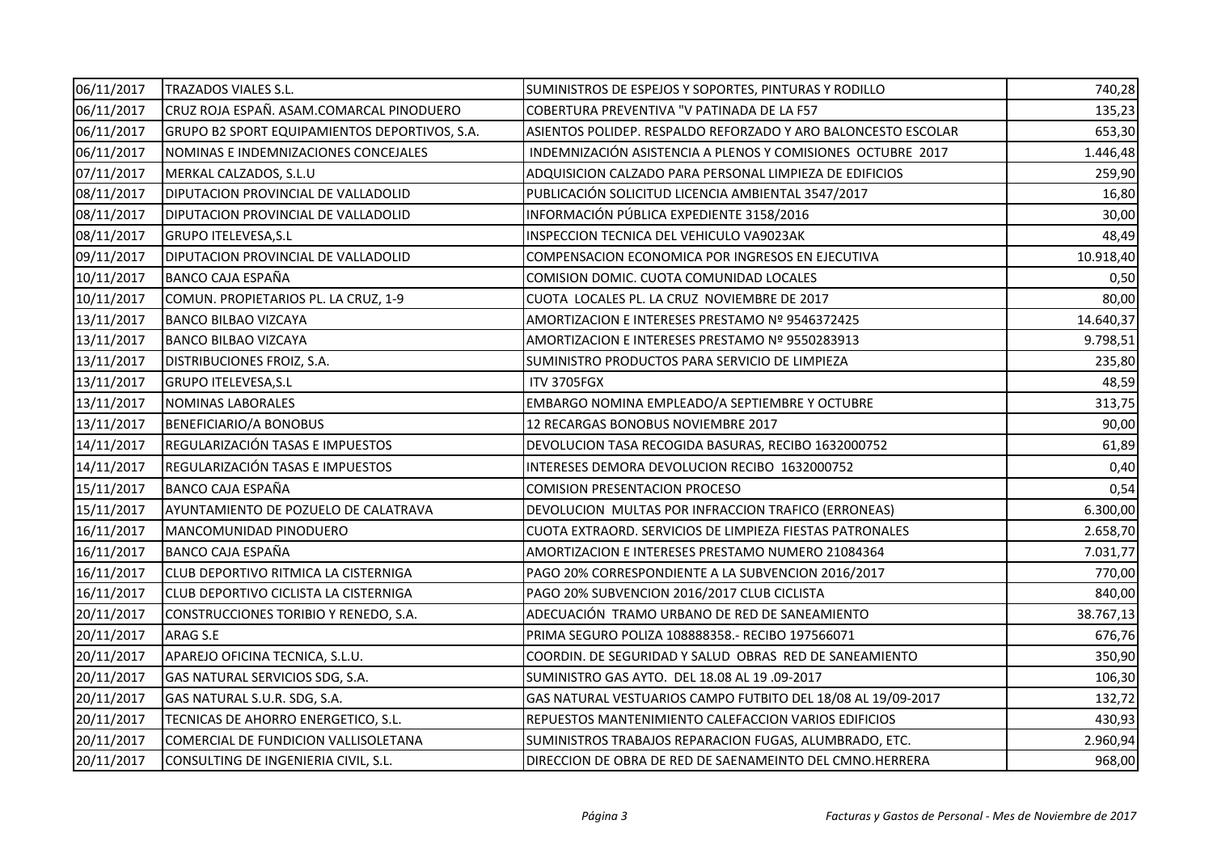| | | | |
|---|---|---|---|
| 06/11/2017 | TRAZADOS VIALES S.L. | SUMINISTROS DE ESPEJOS Y SOPORTES, PINTURAS Y RODILLO | 740,28 |
| 06/11/2017 | CRUZ ROJA ESPAÑ. ASAM.COMARCAL PINODUERO | COBERTURA PREVENTIVA "V PATINADA DE LA F57 | 135,23 |
| 06/11/2017 | GRUPO B2 SPORT EQUIPAMIENTOS DEPORTIVOS, S.A. | ASIENTOS POLIDEP. RESPALDO REFORZADO Y ARO BALONCESTO ESCOLAR | 653,30 |
| 06/11/2017 | NOMINAS E INDEMNIZACIONES CONCEJALES | INDEMNIZACIÓN ASISTENCIA A PLENOS Y COMISIONES OCTUBRE 2017 | 1.446,48 |
| 07/11/2017 | MERKAL CALZADOS, S.L.U | ADQUISICION CALZADO PARA PERSONAL LIMPIEZA DE EDIFICIOS | 259,90 |
| 08/11/2017 | DIPUTACION PROVINCIAL DE VALLADOLID | PUBLICACIÓN SOLICITUD LICENCIA AMBIENTAL 3547/2017 | 16,80 |
| 08/11/2017 | DIPUTACION PROVINCIAL DE VALLADOLID | INFORMACIÓN PÚBLICA EXPEDIENTE 3158/2016 | 30,00 |
| 08/11/2017 | GRUPO ITELEVESA,S.L | INSPECCION TECNICA DEL VEHICULO VA9023AK | 48,49 |
| 09/11/2017 | DIPUTACION PROVINCIAL DE VALLADOLID | COMPENSACION ECONOMICA POR INGRESOS EN EJECUTIVA | 10.918,40 |
| 10/11/2017 | BANCO CAJA ESPAÑA | COMISION DOMIC. CUOTA COMUNIDAD LOCALES | 0,50 |
| 10/11/2017 | COMUN. PROPIETARIOS PL. LA CRUZ, 1-9 | CUOTA LOCALES PL. LA CRUZ NOVIEMBRE DE 2017 | 80,00 |
| 13/11/2017 | BANCO BILBAO VIZCAYA | AMORTIZACION E INTERESES PRESTAMO Nº 9546372425 | 14.640,37 |
| 13/11/2017 | BANCO BILBAO VIZCAYA | AMORTIZACION E INTERESES PRESTAMO Nº 9550283913 | 9.798,51 |
| 13/11/2017 | DISTRIBUCIONES FROIZ, S.A. | SUMINISTRO PRODUCTOS PARA SERVICIO DE LIMPIEZA | 235,80 |
| 13/11/2017 | GRUPO ITELEVESA,S.L | ITV 3705FGX | 48,59 |
| 13/11/2017 | NOMINAS LABORALES | EMBARGO NOMINA EMPLEADO/A SEPTIEMBRE Y OCTUBRE | 313,75 |
| 13/11/2017 | BENEFICIARIO/A BONOBUS | 12 RECARGAS BONOBUS NOVIEMBRE 2017 | 90,00 |
| 14/11/2017 | REGULARIZACIÓN TASAS E IMPUESTOS | DEVOLUCION TASA RECOGIDA BASURAS, RECIBO 1632000752 | 61,89 |
| 14/11/2017 | REGULARIZACIÓN TASAS E IMPUESTOS | INTERESES DEMORA DEVOLUCION RECIBO 1632000752 | 0,40 |
| 15/11/2017 | BANCO CAJA ESPAÑA | COMISION PRESENTACION PROCESO | 0,54 |
| 15/11/2017 | AYUNTAMIENTO DE POZUELO DE CALATRAVA | DEVOLUCION MULTAS POR INFRACCION TRAFICO (ERRONEAS) | 6.300,00 |
| 16/11/2017 | MANCOMUNIDAD PINODUERO | CUOTA EXTRAORD. SERVICIOS DE LIMPIEZA FIESTAS PATRONALES | 2.658,70 |
| 16/11/2017 | BANCO CAJA ESPAÑA | AMORTIZACION E INTERESES PRESTAMO NUMERO 21084364 | 7.031,77 |
| 16/11/2017 | CLUB DEPORTIVO RITMICA LA CISTERNIGA | PAGO 20% CORRESPONDIENTE A LA SUBVENCION 2016/2017 | 770,00 |
| 16/11/2017 | CLUB DEPORTIVO CICLISTA LA CISTERNIGA | PAGO 20% SUBVENCION 2016/2017 CLUB CICLISTA | 840,00 |
| 20/11/2017 | CONSTRUCCIONES TORIBIO Y RENEDO, S.A. | ADECUACIÓN TRAMO URBANO DE RED DE SANEAMIENTO | 38.767,13 |
| 20/11/2017 | ARAG S.E | PRIMA SEGURO POLIZA 108888358.- RECIBO 197566071 | 676,76 |
| 20/11/2017 | APAREJO OFICINA TECNICA, S.L.U. | COORDIN. DE SEGURIDAD Y SALUD OBRAS RED DE SANEAMIENTO | 350,90 |
| 20/11/2017 | GAS NATURAL SERVICIOS SDG, S.A. | SUMINISTRO GAS AYTO. DEL 18.08 AL 19 .09-2017 | 106,30 |
| 20/11/2017 | GAS NATURAL S.U.R. SDG, S.A. | GAS NATURAL VESTUARIOS CAMPO FUTBITO DEL 18/08 AL 19/09-2017 | 132,72 |
| 20/11/2017 | TECNICAS DE AHORRO ENERGETICO, S.L. | REPUESTOS MANTENIMIENTO CALEFACCION VARIOS EDIFICIOS | 430,93 |
| 20/11/2017 | COMERCIAL DE FUNDICION VALLISOLETANA | SUMINISTROS TRABAJOS REPARACION FUGAS, ALUMBRADO, ETC. | 2.960,94 |
| 20/11/2017 | CONSULTING DE INGENIERIA CIVIL, S.L. | DIRECCION DE OBRA DE RED DE SAENAMEINTO DEL CMNO.HERRERA | 968,00 |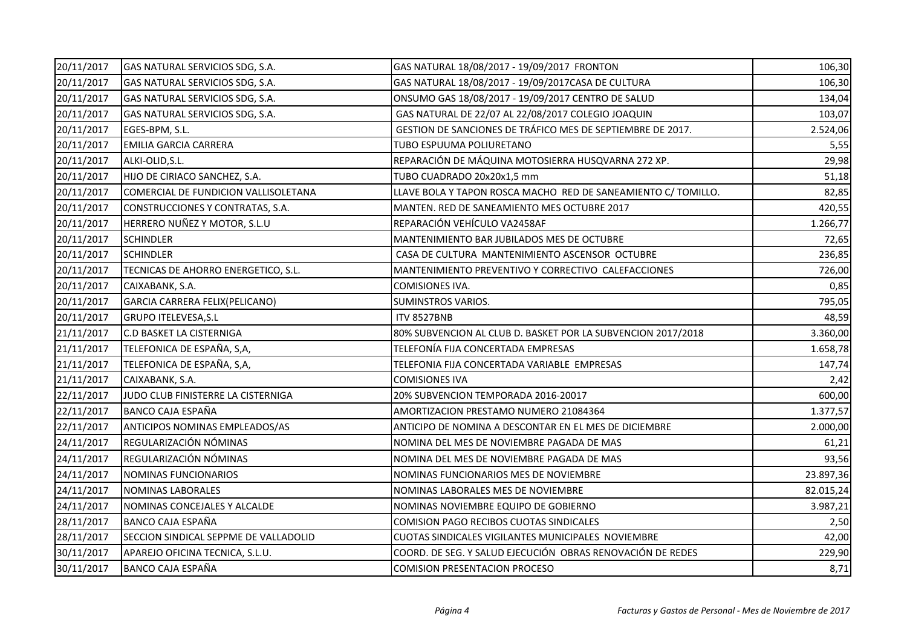| | | | |
|---|---|---|---|
| 20/11/2017 | GAS NATURAL SERVICIOS SDG, S.A. | GAS NATURAL 18/08/2017 - 19/09/2017 FRONTON | 106,30 |
| 20/11/2017 | GAS NATURAL SERVICIOS SDG, S.A. | GAS NATURAL 18/08/2017 - 19/09/2017CASA DE CULTURA | 106,30 |
| 20/11/2017 | GAS NATURAL SERVICIOS SDG, S.A. | ONSUMO GAS 18/08/2017 - 19/09/2017 CENTRO DE SALUD | 134,04 |
| 20/11/2017 | GAS NATURAL SERVICIOS SDG, S.A. | GAS NATURAL DE 22/07 AL 22/08/2017 COLEGIO JOAQUIN | 103,07 |
| 20/11/2017 | EGES-BPM, S.L. | GESTION DE SANCIONES DE TRÁFICO MES DE SEPTIEMBRE DE 2017. | 2.524,06 |
| 20/11/2017 | EMILIA GARCIA CARRERA | TUBO ESPUUMA POLIURETANO | 5,55 |
| 20/11/2017 | ALKI-OLID,S.L. | REPARACIÓN DE MÁQUINA MOTOSIERRA HUSQVARNA 272 XP. | 29,98 |
| 20/11/2017 | HIJO DE CIRIACO SANCHEZ, S.A. | TUBO CUADRADO 20x20x1,5 mm | 51,18 |
| 20/11/2017 | COMERCIAL DE FUNDICION VALLISOLETANA | LLAVE BOLA Y TAPON ROSCA MACHO RED DE SANEAMIENTO C/ TOMILLO. | 82,85 |
| 20/11/2017 | CONSTRUCCIONES Y CONTRATAS, S.A. | MANTEN. RED DE SANEAMIENTO MES OCTUBRE 2017 | 420,55 |
| 20/11/2017 | HERRERO NUÑEZ Y MOTOR, S.L.U | REPARACIÓN VEHÍCULO VA2458AF | 1.266,77 |
| 20/11/2017 | SCHINDLER | MANTENIMIENTO BAR JUBILADOS MES DE OCTUBRE | 72,65 |
| 20/11/2017 | SCHINDLER | CASA DE CULTURA MANTENIMIENTO ASCENSOR OCTUBRE | 236,85 |
| 20/11/2017 | TECNICAS DE AHORRO ENERGETICO, S.L. | MANTENIMIENTO PREVENTIVO Y CORRECTIVO CALEFACCIONES | 726,00 |
| 20/11/2017 | CAIXABANK, S.A. | COMISIONES IVA. | 0,85 |
| 20/11/2017 | GARCIA CARRERA FELIX(PELICANO) | SUMINSTROS VARIOS. | 795,05 |
| 20/11/2017 | GRUPO ITELEVESA,S.L | ITV 8527BNB | 48,59 |
| 21/11/2017 | C.D BASKET LA CISTERNIGA | 80% SUBVENCION AL CLUB D. BASKET POR LA SUBVENCION 2017/2018 | 3.360,00 |
| 21/11/2017 | TELEFONICA DE ESPAÑA, S,A, | TELEFONÍA FIJA CONCERTADA EMPRESAS | 1.658,78 |
| 21/11/2017 | TELEFONICA DE ESPAÑA, S,A, | TELEFONIA FIJA CONCERTADA VARIABLE EMPRESAS | 147,74 |
| 21/11/2017 | CAIXABANK, S.A. | COMISIONES IVA | 2,42 |
| 22/11/2017 | JUDO CLUB FINISTERRE LA CISTERNIGA | 20% SUBVENCION TEMPORADA 2016-20017 | 600,00 |
| 22/11/2017 | BANCO CAJA ESPAÑA | AMORTIZACION PRESTAMO NUMERO 21084364 | 1.377,57 |
| 22/11/2017 | ANTICIPOS NOMINAS EMPLEADOS/AS | ANTICIPO DE NOMINA A DESCONTAR EN EL MES DE DICIEMBRE | 2.000,00 |
| 24/11/2017 | REGULARIZACIÓN NÓMINAS | NOMINA DEL MES DE NOVIEMBRE PAGADA DE MAS | 61,21 |
| 24/11/2017 | REGULARIZACIÓN NÓMINAS | NOMINA DEL MES DE NOVIEMBRE PAGADA DE MAS | 93,56 |
| 24/11/2017 | NOMINAS FUNCIONARIOS | NOMINAS FUNCIONARIOS MES DE NOVIEMBRE | 23.897,36 |
| 24/11/2017 | NOMINAS LABORALES | NOMINAS LABORALES MES DE NOVIEMBRE | 82.015,24 |
| 24/11/2017 | NOMINAS CONCEJALES Y ALCALDE | NOMINAS NOVIEMBRE EQUIPO DE GOBIERNO | 3.987,21 |
| 28/11/2017 | BANCO CAJA ESPAÑA | COMISION PAGO RECIBOS CUOTAS SINDICALES | 2,50 |
| 28/11/2017 | SECCION SINDICAL SEPPME DE VALLADOLID | CUOTAS SINDICALES VIGILANTES MUNICIPALES NOVIEMBRE | 42,00 |
| 30/11/2017 | APAREJO OFICINA TECNICA, S.L.U. | COORD. DE SEG. Y SALUD EJECUCIÓN OBRAS RENOVACIÓN DE REDES | 229,90 |
| 30/11/2017 | BANCO CAJA ESPAÑA | COMISION PRESENTACION PROCESO | 8,71 |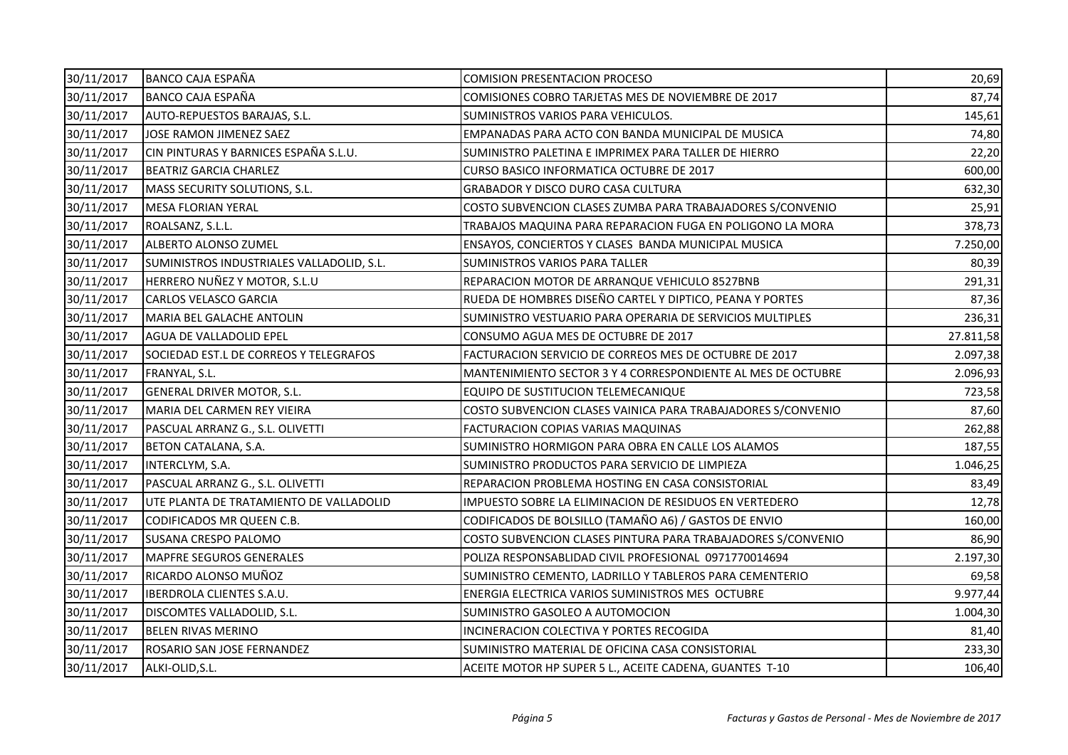| | | | |
|---|---|---|---|
| 30/11/2017 | BANCO CAJA ESPAÑA | COMISION PRESENTACION PROCESO | 20,69 |
| 30/11/2017 | BANCO CAJA ESPAÑA | COMISIONES COBRO TARJETAS MES DE NOVIEMBRE DE 2017 | 87,74 |
| 30/11/2017 | AUTO-REPUESTOS BARAJAS, S.L. | SUMINISTROS VARIOS PARA VEHICULOS. | 145,61 |
| 30/11/2017 | JOSE RAMON JIMENEZ SAEZ | EMPANADAS PARA ACTO CON BANDA MUNICIPAL DE MUSICA | 74,80 |
| 30/11/2017 | CIN PINTURAS Y BARNICES ESPAÑA S.L.U. | SUMINISTRO PALETINA E IMPRIMEX PARA TALLER DE HIERRO | 22,20 |
| 30/11/2017 | BEATRIZ GARCIA CHARLEZ | CURSO BASICO INFORMATICA OCTUBRE DE 2017 | 600,00 |
| 30/11/2017 | MASS SECURITY SOLUTIONS, S.L. | GRABADOR Y DISCO DURO CASA CULTURA | 632,30 |
| 30/11/2017 | MESA FLORIAN YERAL | COSTO SUBVENCION CLASES ZUMBA PARA TRABAJADORES S/CONVENIO | 25,91 |
| 30/11/2017 | ROALSANZ, S.L.L. | TRABAJOS MAQUINA PARA REPARACION FUGA EN POLIGONO LA MORA | 378,73 |
| 30/11/2017 | ALBERTO ALONSO ZUMEL | ENSAYOS, CONCIERTOS Y CLASES BANDA MUNICIPAL MUSICA | 7.250,00 |
| 30/11/2017 | SUMINISTROS INDUSTRIALES VALLADOLID, S.L. | SUMINISTROS VARIOS PARA TALLER | 80,39 |
| 30/11/2017 | HERRERO NUÑEZ Y MOTOR, S.L.U | REPARACION MOTOR DE ARRANQUE VEHICULO 8527BNB | 291,31 |
| 30/11/2017 | CARLOS VELASCO GARCIA | RUEDA DE HOMBRES DISEÑO CARTEL Y DIPTICO, PEANA Y PORTES | 87,36 |
| 30/11/2017 | MARIA BEL GALACHE ANTOLIN | SUMINISTRO VESTUARIO PARA OPERARIA DE SERVICIOS MULTIPLES | 236,31 |
| 30/11/2017 | AGUA DE VALLADOLID EPEL | CONSUMO AGUA MES DE OCTUBRE DE 2017 | 27.811,58 |
| 30/11/2017 | SOCIEDAD EST.L DE CORREOS Y TELEGRAFOS | FACTURACION SERVICIO DE CORREOS MES DE OCTUBRE DE 2017 | 2.097,38 |
| 30/11/2017 | FRANYAL, S.L. | MANTENIMIENTO SECTOR 3 Y 4 CORRESPONDIENTE AL MES DE OCTUBRE | 2.096,93 |
| 30/11/2017 | GENERAL DRIVER MOTOR, S.L. | EQUIPO DE SUSTITUCION TELEMECANIQUE | 723,58 |
| 30/11/2017 | MARIA DEL CARMEN REY VIEIRA | COSTO SUBVENCION CLASES VAINICA PARA TRABAJADORES S/CONVENIO | 87,60 |
| 30/11/2017 | PASCUAL ARRANZ G., S.L. OLIVETTI | FACTURACION COPIAS VARIAS MAQUINAS | 262,88 |
| 30/11/2017 | BETON CATALANA, S.A. | SUMINISTRO HORMIGON PARA OBRA EN CALLE LOS ALAMOS | 187,55 |
| 30/11/2017 | INTERCLYM, S.A. | SUMINISTRO PRODUCTOS PARA SERVICIO DE LIMPIEZA | 1.046,25 |
| 30/11/2017 | PASCUAL ARRANZ G., S.L. OLIVETTI | REPARACION PROBLEMA HOSTING EN CASA CONSISTORIAL | 83,49 |
| 30/11/2017 | UTE PLANTA DE TRATAMIENTO DE VALLADOLID | IMPUESTO SOBRE LA ELIMINACION DE RESIDUOS EN VERTEDERO | 12,78 |
| 30/11/2017 | CODIFICADOS MR QUEEN C.B. | CODIFICADOS DE BOLSILLO (TAMAÑO A6) / GASTOS DE ENVIO | 160,00 |
| 30/11/2017 | SUSANA CRESPO PALOMO | COSTO SUBVENCION CLASES PINTURA PARA TRABAJADORES S/CONVENIO | 86,90 |
| 30/11/2017 | MAPFRE SEGUROS GENERALES | POLIZA RESPONSABLIDAD CIVIL PROFESIONAL 0971770014694 | 2.197,30 |
| 30/11/2017 | RICARDO ALONSO MUÑOZ | SUMINISTRO CEMENTO, LADRILLO Y TABLEROS PARA CEMENTERIO | 69,58 |
| 30/11/2017 | IBERDROLA CLIENTES S.A.U. | ENERGIA ELECTRICA VARIOS SUMINISTROS MES OCTUBRE | 9.977,44 |
| 30/11/2017 | DISCOMTES VALLADOLID, S.L. | SUMINISTRO GASOLEO A AUTOMOCION | 1.004,30 |
| 30/11/2017 | BELEN RIVAS MERINO | INCINERACION COLECTIVA Y PORTES RECOGIDA | 81,40 |
| 30/11/2017 | ROSARIO SAN JOSE FERNANDEZ | SUMINISTRO MATERIAL DE OFICINA CASA CONSISTORIAL | 233,30 |
| 30/11/2017 | ALKI-OLID,S.L. | ACEITE MOTOR HP SUPER 5 L., ACEITE CADENA, GUANTES T-10 | 106,40 |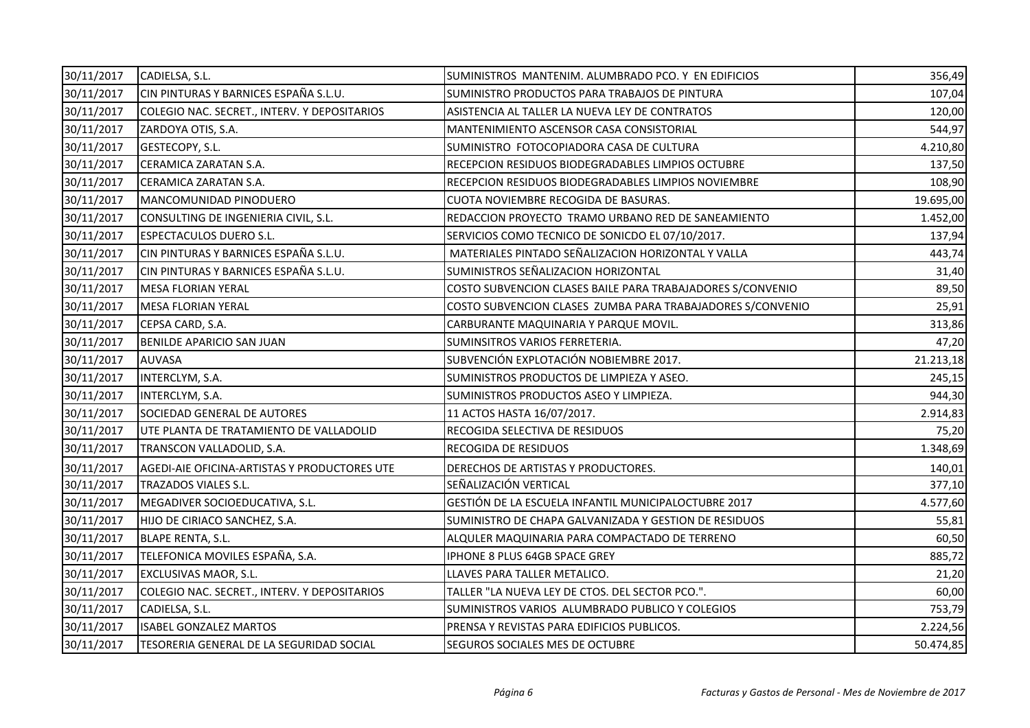| | | | |
|---|---|---|---|
| 30/11/2017 | CADIELSA, S.L. | SUMINISTROS MANTENIM. ALUMBRADO PCO. Y EN EDIFICIOS | 356,49 |
| 30/11/2017 | CIN PINTURAS Y BARNICES ESPAÑA S.L.U. | SUMINISTRO PRODUCTOS PARA TRABAJOS DE PINTURA | 107,04 |
| 30/11/2017 | COLEGIO NAC. SECRET., INTERV. Y DEPOSITARIOS | ASISTENCIA AL TALLER LA NUEVA LEY DE CONTRATOS | 120,00 |
| 30/11/2017 | ZARDOYA OTIS, S.A. | MANTENIMIENTO ASCENSOR CASA CONSISTORIAL | 544,97 |
| 30/11/2017 | GESTECOPY, S.L. | SUMINISTRO FOTOCOPIADORA CASA DE CULTURA | 4.210,80 |
| 30/11/2017 | CERAMICA ZARATAN S.A. | RECEPCION RESIDUOS BIODEGRADABLES LIMPIOS OCTUBRE | 137,50 |
| 30/11/2017 | CERAMICA ZARATAN S.A. | RECEPCION RESIDUOS BIODEGRADABLES LIMPIOS NOVIEMBRE | 108,90 |
| 30/11/2017 | MANCOMUNIDAD PINODUERO | CUOTA NOVIEMBRE RECOGIDA DE BASURAS. | 19.695,00 |
| 30/11/2017 | CONSULTING DE INGENIERIA CIVIL, S.L. | REDACCION PROYECTO TRAMO URBANO RED DE SANEAMIENTO | 1.452,00 |
| 30/11/2017 | ESPECTACULOS DUERO S.L. | SERVICIOS COMO TECNICO DE SONICDO EL 07/10/2017. | 137,94 |
| 30/11/2017 | CIN PINTURAS Y BARNICES ESPAÑA S.L.U. | MATERIALES PINTADO SEÑALIZACION HORIZONTAL Y VALLA | 443,74 |
| 30/11/2017 | CIN PINTURAS Y BARNICES ESPAÑA S.L.U. | SUMINISTROS SEÑALIZACION HORIZONTAL | 31,40 |
| 30/11/2017 | MESA FLORIAN YERAL | COSTO SUBVENCION CLASES BAILE PARA TRABAJADORES S/CONVENIO | 89,50 |
| 30/11/2017 | MESA FLORIAN YERAL | COSTO SUBVENCION CLASES ZUMBA PARA TRABAJADORES S/CONVENIO | 25,91 |
| 30/11/2017 | CEPSA CARD, S.A. | CARBURANTE MAQUINARIA Y PARQUE MOVIL. | 313,86 |
| 30/11/2017 | BENILDE APARICIO SAN JUAN | SUMINSITROS VARIOS FERRETERIA. | 47,20 |
| 30/11/2017 | AUVASA | SUBVENCIÓN EXPLOTACIÓN NOBIEMBRE 2017. | 21.213,18 |
| 30/11/2017 | INTERCLYM, S.A. | SUMINISTROS PRODUCTOS DE LIMPIEZA Y ASEO. | 245,15 |
| 30/11/2017 | INTERCLYM, S.A. | SUMINISTROS PRODUCTOS ASEO Y LIMPIEZA. | 944,30 |
| 30/11/2017 | SOCIEDAD GENERAL DE AUTORES | 11 ACTOS HASTA 16/07/2017. | 2.914,83 |
| 30/11/2017 | UTE PLANTA DE TRATAMIENTO DE VALLADOLID | RECOGIDA SELECTIVA DE RESIDUOS | 75,20 |
| 30/11/2017 | TRANSCON VALLADOLID, S.A. | RECOGIDA DE RESIDUOS | 1.348,69 |
| 30/11/2017 | AGEDI-AIE OFICINA-ARTISTAS Y PRODUCTORES UTE | DERECHOS DE ARTISTAS Y PRODUCTORES. | 140,01 |
| 30/11/2017 | TRAZADOS VIALES S.L. | SEÑALIZACIÓN VERTICAL | 377,10 |
| 30/11/2017 | MEGADIVER SOCIOEDUCATIVA, S.L. | GESTIÓN DE LA ESCUELA INFANTIL MUNICIPALOCTUBRE 2017 | 4.577,60 |
| 30/11/2017 | HIJO DE CIRIACO SANCHEZ, S.A. | SUMINISTRO DE CHAPA GALVANIZADA Y GESTION DE RESIDUOS | 55,81 |
| 30/11/2017 | BLAPE RENTA, S.L. | ALQULER MAQUINARIA PARA COMPACTADO DE TERRENO | 60,50 |
| 30/11/2017 | TELEFONICA MOVILES ESPAÑA, S.A. | IPHONE 8 PLUS 64GB SPACE GREY | 885,72 |
| 30/11/2017 | EXCLUSIVAS MAOR, S.L. | LLAVES PARA TALLER METALICO. | 21,20 |
| 30/11/2017 | COLEGIO NAC. SECRET., INTERV. Y DEPOSITARIOS | TALLER "LA NUEVA LEY DE CTOS. DEL SECTOR PCO.". | 60,00 |
| 30/11/2017 | CADIELSA, S.L. | SUMINISTROS VARIOS ALUMBRADO PUBLICO Y COLEGIOS | 753,79 |
| 30/11/2017 | ISABEL GONZALEZ MARTOS | PRENSA Y REVISTAS PARA EDIFICIOS PUBLICOS. | 2.224,56 |
| 30/11/2017 | TESORERIA GENERAL DE LA SEGURIDAD SOCIAL | SEGUROS SOCIALES MES DE OCTUBRE | 50.474,85 |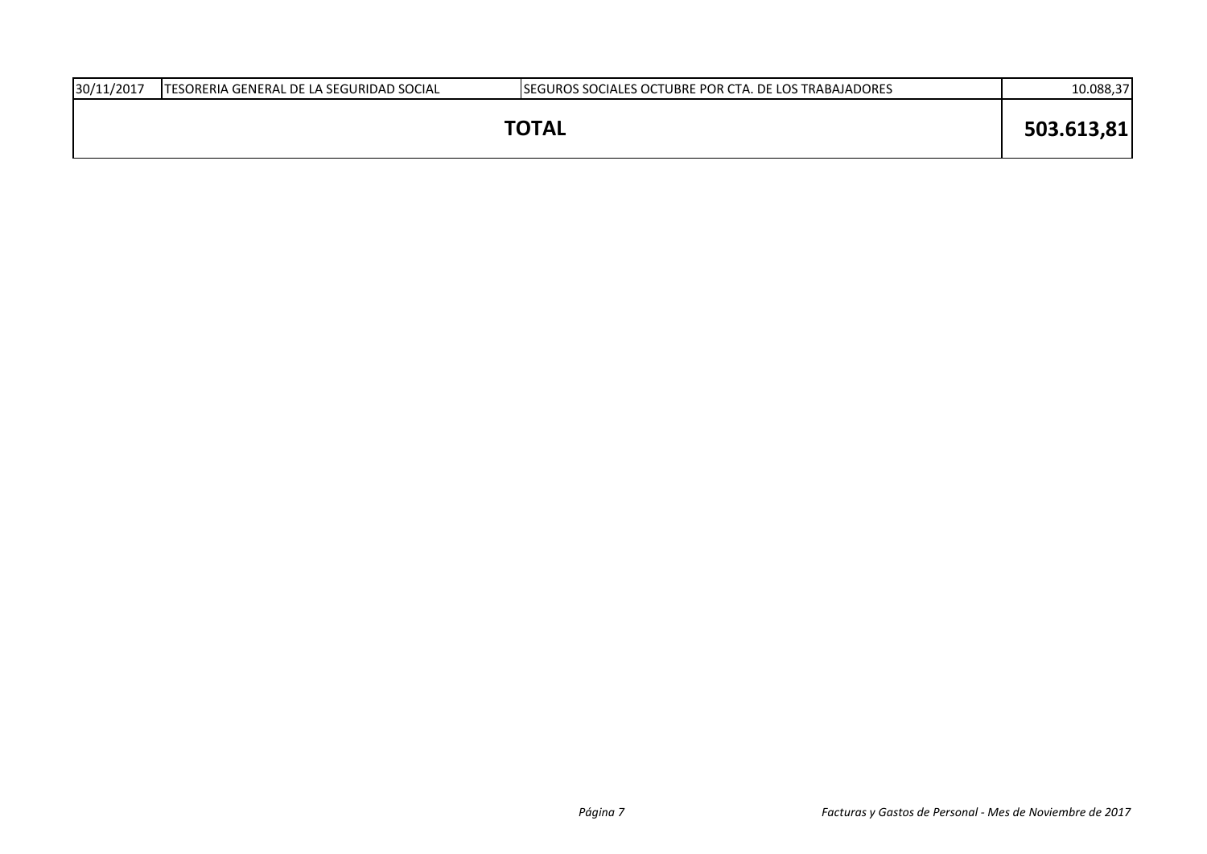| | | | |
|---|---|---|---|
| 30/11/2017 | TESORERIA GENERAL DE LA SEGURIDAD SOCIAL | SEGUROS SOCIALES OCTUBRE POR CTA. DE LOS TRABAJADORES | 10.088,37 |
| | | **TOTAL** | **503.613,81** |